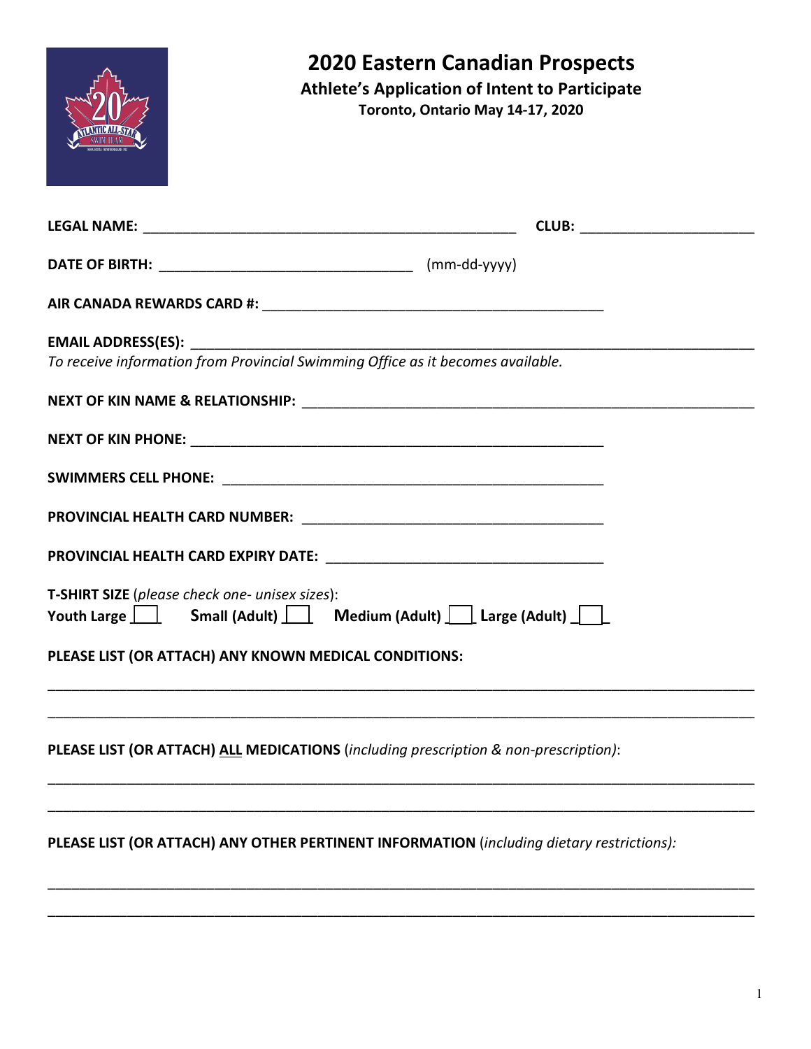# 2020 Eastern Canadian Prospects

## Athlete's Application of Intent to Participate

### Toronto, Ontario May 14-17, 2020

**LEGAL NAME:** ________________________________________________ **CLUB:** ______________________

**DATE OF BIRTH:** ________________________________ (mm-dd-yyyy)

**AIR CANADA REWARDS CARD #:** ____________________________________________

**EMAIL ADDRESS(ES):** __________________________________________________________________________

*To receive information from Provincial Swimming Office as it becomes available.*

**NEXT OF KIN NAME & RELATIONSHIP:** ___________________________________________________________

**NEXT OF KIN PHONE:** _____________________________________________________

**SWIMMERS CELL PHONE:** ________________________________________________

**PROVINCIAL HEALTH CARD NUMBER:** _______________________________________

**PROVINCIAL HEALTH CARD EXPIRY DATE:** ___________________________________

**T-SHIRT SIZE** (*please check one- unisex sizes*):

**Youth Large** [ ] **Small (Adult)** [ ] **Medium (Adult)** [ ] **Large (Adult)** [ ]

**PLEASE LIST (OR ATTACH) ANY KNOWN MEDICAL CONDITIONS:**

_____________________________________________________________________________________________

_____________________________________________________________________________________________

**PLEASE LIST (OR ATTACH) ALL MEDICATIONS** (*including prescription & non-prescription*):

_____________________________________________________________________________________________

_____________________________________________________________________________________________

**PLEASE LIST (OR ATTACH) ANY OTHER PERTINENT INFORMATION** (*including dietary restrictions):*

_____________________________________________________________________________________________

_____________________________________________________________________________________________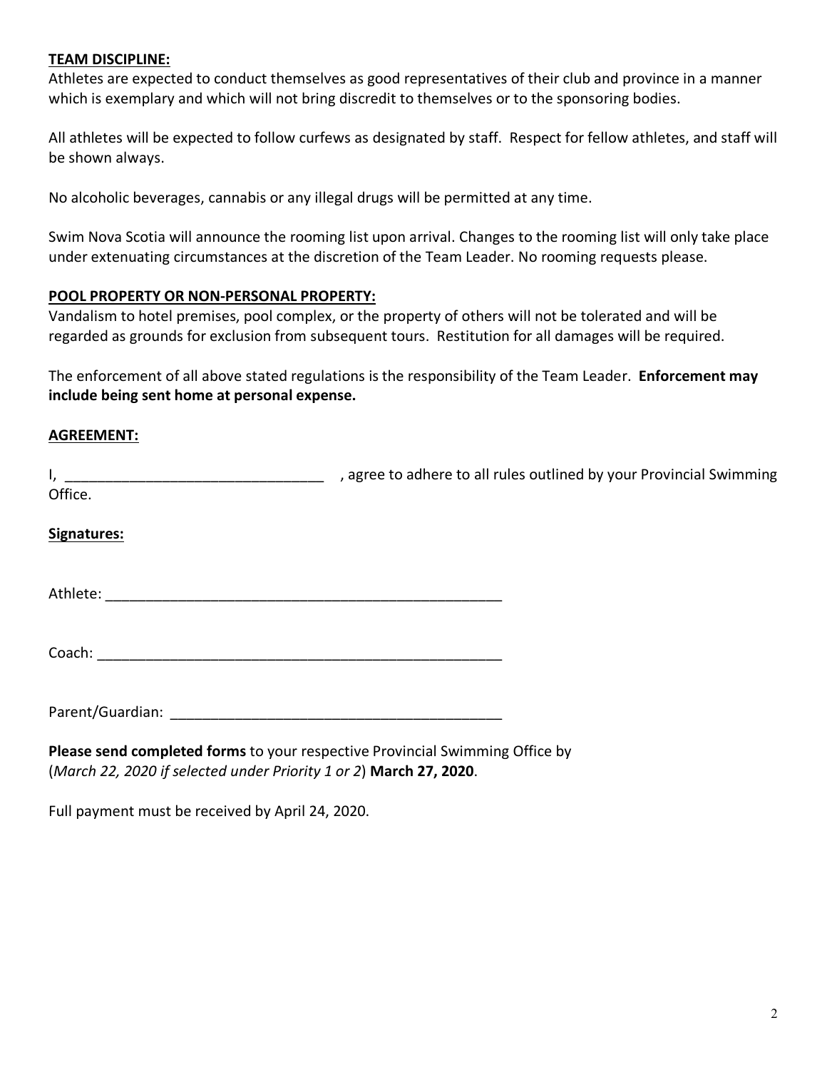**TEAM DISCIPLINE:**

Athletes are expected to conduct themselves as good representatives of their club and province in a manner which is exemplary and which will not bring discredit to themselves or to the sponsoring bodies.

All athletes will be expected to follow curfews as designated by staff. Respect for fellow athletes, and staff will be shown always.

No alcoholic beverages, cannabis or any illegal drugs will be permitted at any time.

Swim Nova Scotia will announce the rooming list upon arrival. Changes to the rooming list will only take place under extenuating circumstances at the discretion of the Team Leader. No rooming requests please.

**POOL PROPERTY OR NON-PERSONAL PROPERTY:**

Vandalism to hotel premises, pool complex, or the property of others will not be tolerated and will be regarded as grounds for exclusion from subsequent tours. Restitution for all damages will be required.

The enforcement of all above stated regulations is the responsibility of the Team Leader. **Enforcement may include being sent home at personal expense.**

**AGREEMENT:**

I, ________________________________ , agree to adhere to all rules outlined by your Provincial Swimming Office.

**Signatures:**

Athlete: ___________________________________________________

Coach: _____________________________________________________

Parent/Guardian: ___________________________________________

**Please send completed forms** to your respective Provincial Swimming Office by (*March 22, 2020 if selected under Priority 1 or 2*) **March 27, 2020**.

Full payment must be received by April 24, 2020.